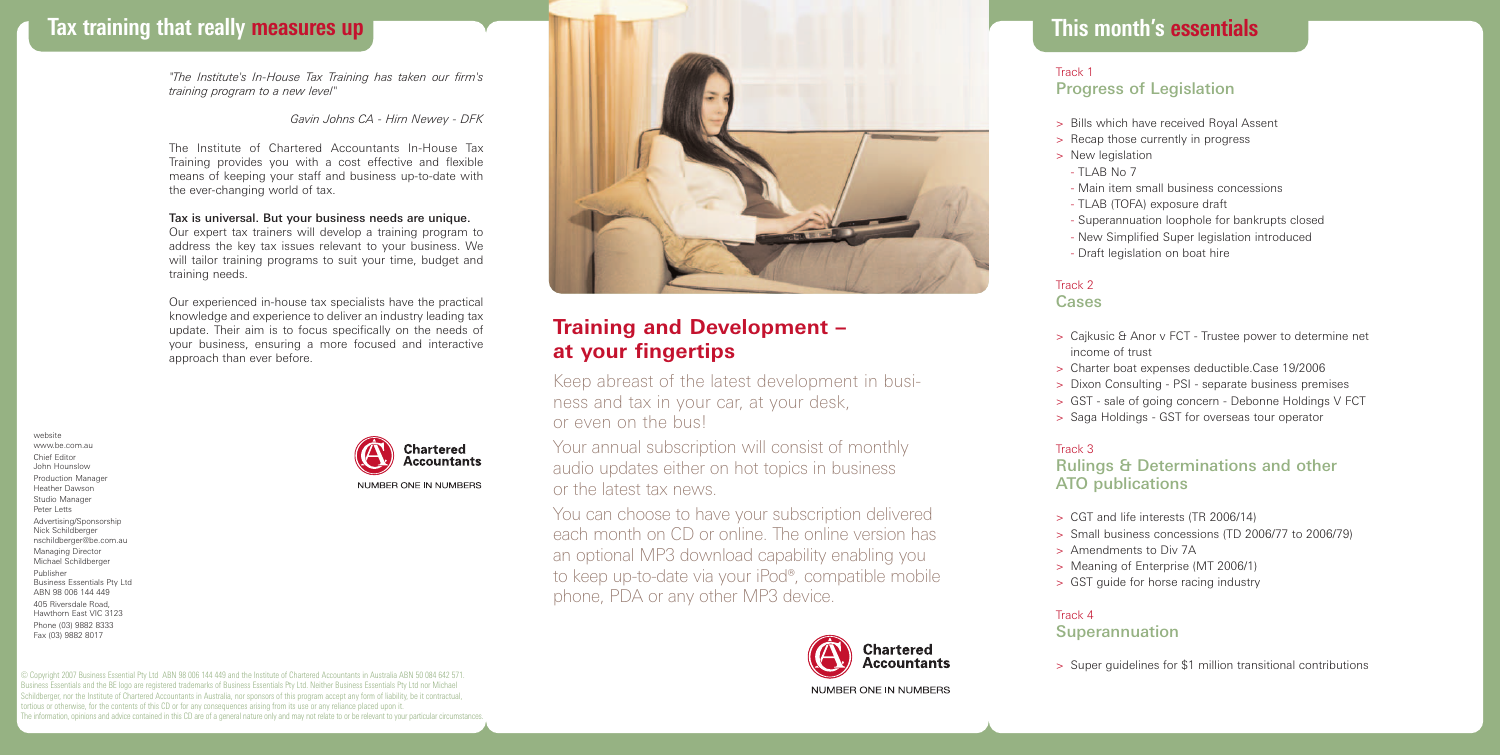## Tax training that really measures up

*"The Institute's In-House Tax Training has taken our firm's training program to a new level"*

*Gavin Johns CA - Hirn Newey - DFK*

The Institute of Chartered Accountants In-House Tax Training provides you with a cost effective and flexible means of keeping your staff and business up-to-date with the ever-changing world of tax.

**Tax is universal. But your business needs are unique.**
Our expert tax trainers will develop a training program to address the key tax issues relevant to your business. We will tailor training programs to suit your time, budget and training needs.

Our experienced in-house tax specialists have the practical knowledge and experience to deliver an industry leading tax update. Their aim is to focus specifically on the needs of your business, ensuring a more focused and interactive approach than ever before.

Chartered Accountants
NUMBER ONE IN NUMBERS

website
www.be.com.au
Chief Editor
John Hounslow
Production Manager
Heather Dawson
Studio Manager
Peter Letts
Advertising/Sponsorship
Nick Schildberger
nschildberger@be.com.au
Managing Director
Michael Schildberger
Publisher
Business Essentials Pty Ltd
ABN 98 006 144 449
405 Riversdale Road,
Hawthorn East VIC 3123
Phone (03) 9882 8333
Fax (03) 9882 8017

© Copyright 2007 Business Essential Pty Ltd ABN 98 006 144 449 and the Institute of Chartered Accountants in Australia ABN 50 084 642 571. Business Essentials and the BE logo are registered trademarks of Business Essentials Pty Ltd. Neither Business Essentials Pty Ltd nor Michael Schildberger, nor the Institute of Chartered Accountants in Australia, nor sponsors of this program accept any form of liability, be it contractual, tortious or otherwise, for the contents of this CD or for any consequences arising from its use or any reliance placed upon it. The information, opinions and advice contained in this CD are of a general nature only and may not relate to or be relevant to your particular circumstances.

## Training and Development – at your fingertips

Keep abreast of the latest development in business and tax in your car, at your desk, or even on the bus!

Your annual subscription will consist of monthly audio updates either on hot topics in business or the latest tax news.

You can choose to have your subscription delivered each month on CD or online. The online version has an optional MP3 download capability enabling you to keep up-to-date via your iPod®, compatible mobile phone, PDA or any other MP3 device.

Chartered Accountants
NUMBER ONE IN NUMBERS

## This month's essentials

### Track 1
### Progress of Legislation

- Bills which have received Royal Assent
- Recap those currently in progress
- New legislation
  - TLAB No 7
  - Main item small business concessions
  - TLAB (TOFA) exposure draft
  - Superannuation loophole for bankrupts closed
  - New Simplified Super legislation introduced
  - Draft legislation on boat hire

### Track 2
### Cases

- Cajkusic & Anor v FCT - Trustee power to determine net income of trust
- Charter boat expenses deductible.Case 19/2006
- Dixon Consulting - PSI - separate business premises
- GST - sale of going concern - Debonne Holdings V FCT
- Saga Holdings - GST for overseas tour operator

### Track 3
### Rulings & Determinations and other ATO publications

- CGT and life interests (TR 2006/14)
- Small business concessions (TD 2006/77 to 2006/79)
- Amendments to Div 7A
- Meaning of Enterprise (MT 2006/1)
- GST guide for horse racing industry

### Track 4
### Superannuation

- Super guidelines for $1 million transitional contributions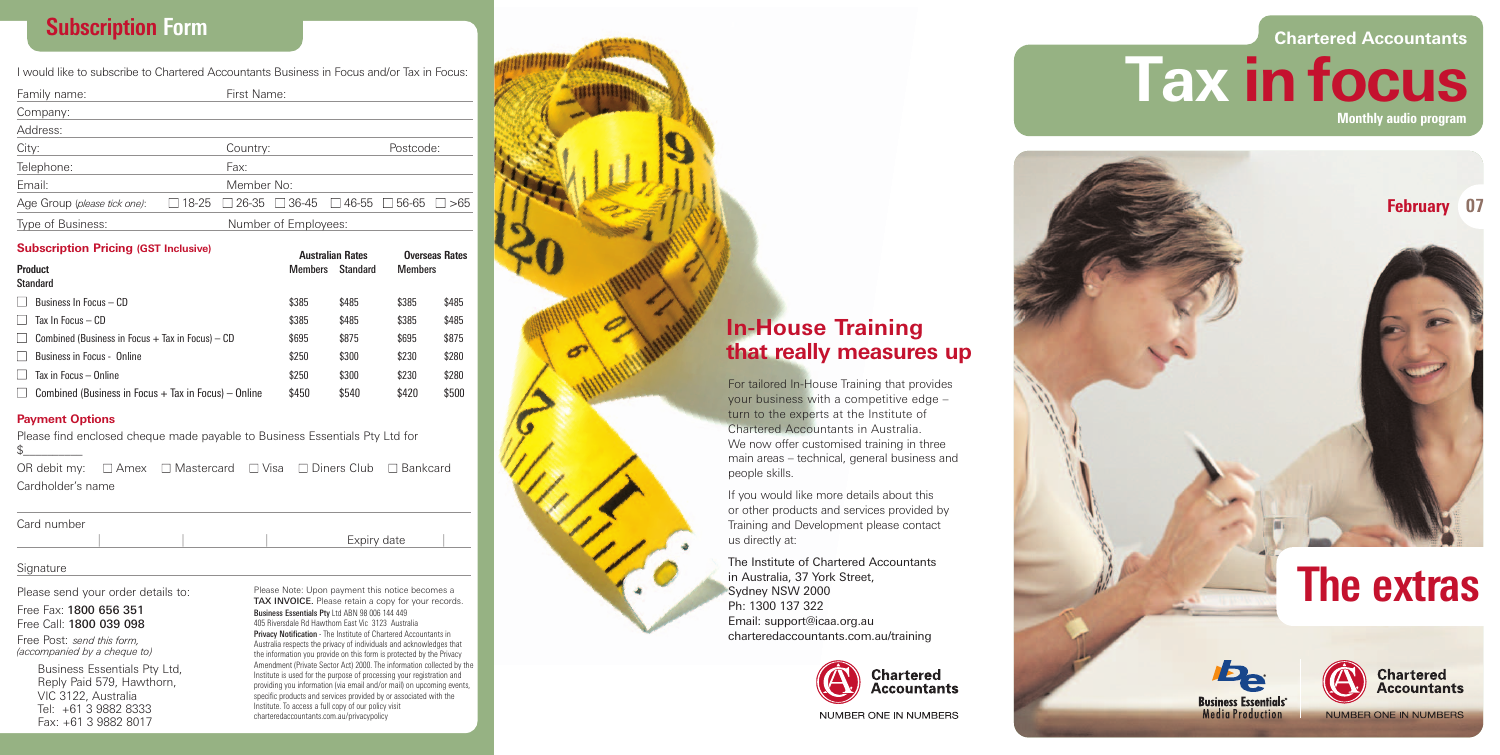## Subscription Form

I would like to subscribe to Chartered Accountants Business in Focus and/or Tax in Focus:

Family name: First Name:

Company:

Address:

City: Country: Postcode:

Telephone: Fax:

Email: Member No:

Age Group (*please tick one*): ☐ 18-25 ☐ 26-35 ☐ 36-45 ☐ 46-55 ☐ 56-65 ☐ >65

Type of Business: Number of Employees:

### Subscription Pricing (GST Inclusive)

| Product | Australian Rates | | Overseas Rates | |
|---|---|---|---|---|
| | Members | Standard | Members | Standard |
| ☐ Business In Focus – CD | $385 | $485 | $385 | $485 |
| ☐ Tax In Focus – CD | $385 | $485 | $385 | $485 |
| ☐ Combined (Business in Focus + Tax in Focus) – CD | $695 | $875 | $695 | $875 |
| ☐ Business in Focus - Online | $250 | $300 | $230 | $280 |
| ☐ Tax in Focus – Online | $250 | $300 | $230 | $280 |
| ☐ Combined (Business in Focus + Tax in Focus) – Online | $450 | $540 | $420 | $500 |

### Payment Options

Please find enclosed cheque made payable to Business Essentials Pty Ltd for $_________

OR debit my: ☐ Amex ☐ Mastercard ☐ Visa ☐ Diners Club ☐ Bankcard

Cardholder's name

Card number

Expiry date

Signature

Please send your order details to:

Free Fax: **1800 656 351**
Free Call: **1800 039 098**

Free Post: *send this form, (accompanied by a cheque to)*

Business Essentials Pty Ltd,
Reply Paid 579, Hawthorn,
VIC 3122, Australia
Tel: +61 3 9882 8333
Fax: +61 3 9882 8017

Please Note: Upon payment this notice becomes a **TAX INVOICE.** Please retain a copy for your records.
**Business Essentials Pty** Ltd ABN 98 006 144 449
405 Riversdale Rd Hawthorn East Vic 3123 Australia
**Privacy Notification** - The Institute of Chartered Accountants in Australia respects the privacy of individuals and acknowledges that the information you provide on this form is protected by the Privacy Amendment (Private Sector Act) 2000. The information collected by the Institute is used for the purpose of processing your registration and providing you information (via email and/or mail) on upcoming events, specific products and services provided by or associated with the Institute. To access a full copy of our policy visit charteredaccountants.com.au/privacypolicy

## In-House Training that really measures up

For tailored In-House Training that provides your business with a competitive edge – turn to the experts at the Institute of Chartered Accountants in Australia. We now offer customised training in three main areas – technical, general business and people skills.

If you would like more details about this or other products and services provided by Training and Development please contact us directly at:

The Institute of Chartered Accountants in Australia, 37 York Street,
Sydney NSW 2000
Ph: 1300 137 322
Email: support@icaa.org.au
charteredaccountants.com.au/training

Chartered Accountants
NUMBER ONE IN NUMBERS

**Chartered Accountants**

# Tax in focus

**Monthly audio program**

**February 07**

# The extras

Business Essentials® Media Production

Chartered Accountants
NUMBER ONE IN NUMBERS